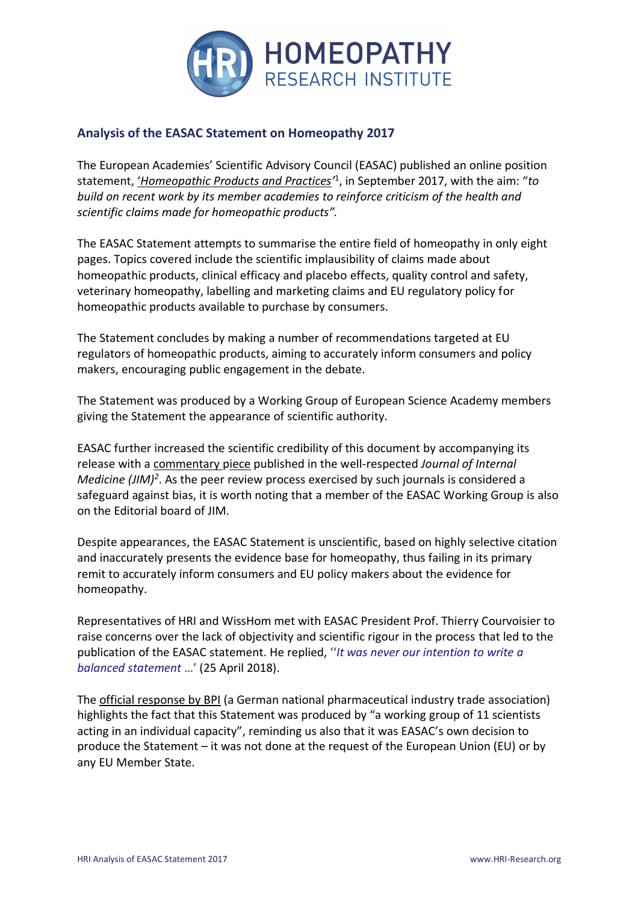## Analysis of the EASAC Statement on Homeopathy 2017

The European Academies' Scientific Advisory Council (EASAC) published an online position statement, '*Homeopathic Products and Practices*'[1], in September 2017, with the aim: "*to build on recent work by its member academies to reinforce criticism of the health and scientific claims made for homeopathic products".*

The EASAC Statement attempts to summarise the entire field of homeopathy in only eight pages. Topics covered include the scientific implausibility of claims made about homeopathic products, clinical efficacy and placebo effects, quality control and safety, veterinary homeopathy, labelling and marketing claims and EU regulatory policy for homeopathic products available to purchase by consumers.

The Statement concludes by making a number of recommendations targeted at EU regulators of homeopathic products, aiming to accurately inform consumers and policy makers, encouraging public engagement in the debate.

The Statement was produced by a Working Group of European Science Academy members giving the Statement the appearance of scientific authority.

EASAC further increased the scientific credibility of this document by accompanying its release with a commentary piece published in the well-respected *Journal of Internal Medicine (JIM)*[2]. As the peer review process exercised by such journals is considered a safeguard against bias, it is worth noting that a member of the EASAC Working Group is also on the Editorial board of JIM.

Despite appearances, the EASAC Statement is unscientific, based on highly selective citation and inaccurately presents the evidence base for homeopathy, thus failing in its primary remit to accurately inform consumers and EU policy makers about the evidence for homeopathy.

Representatives of HRI and WissHom met with EASAC President Prof. Thierry Courvoisier to raise concerns over the lack of objectivity and scientific rigour in the process that led to the publication of the EASAC statement. He replied, ''*It was never our intention to write a balanced statement …*' (25 April 2018).

The official response by BPI (a German national pharmaceutical industry trade association) highlights the fact that this Statement was produced by "a working group of 11 scientists acting in an individual capacity", reminding us also that it was EASAC's own decision to produce the Statement – it was not done at the request of the European Union (EU) or by any EU Member State.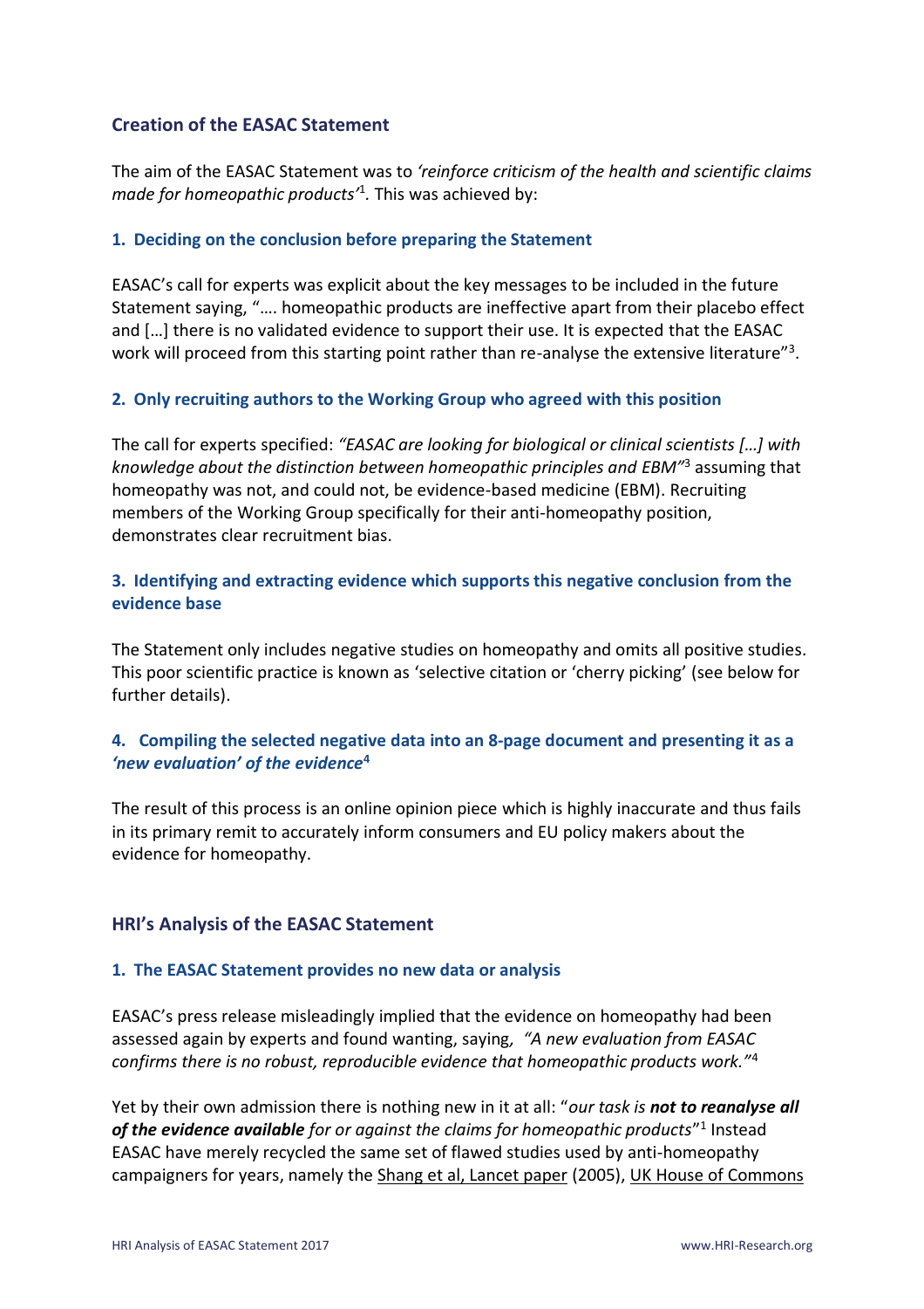## Creation of the EASAC Statement

The aim of the EASAC Statement was to *'reinforce criticism of the health and scientific claims made for homeopathic products'*[1]. This was achieved by:

### 1. Deciding on the conclusion before preparing the Statement

EASAC's call for experts was explicit about the key messages to be included in the future Statement saying, "…. homeopathic products are ineffective apart from their placebo effect and […] there is no validated evidence to support their use. It is expected that the EASAC work will proceed from this starting point rather than re-analyse the extensive literature"[3].

### 2. Only recruiting authors to the Working Group who agreed with this position

The call for experts specified: *"EASAC are looking for biological or clinical scientists […] with knowledge about the distinction between homeopathic principles and EBM"*[3] assuming that homeopathy was not, and could not, be evidence-based medicine (EBM). Recruiting members of the Working Group specifically for their anti-homeopathy position, demonstrates clear recruitment bias.

### 3. Identifying and extracting evidence which supports this negative conclusion from the evidence base

The Statement only includes negative studies on homeopathy and omits all positive studies. This poor scientific practice is known as 'selective citation or 'cherry picking' (see below for further details).

### 4. Compiling the selected negative data into an 8-page document and presenting it as a *'new evaluation' of the evidence*[4]

The result of this process is an online opinion piece which is highly inaccurate and thus fails in its primary remit to accurately inform consumers and EU policy makers about the evidence for homeopathy.

## HRI's Analysis of the EASAC Statement

### 1. The EASAC Statement provides no new data or analysis

EASAC's press release misleadingly implied that the evidence on homeopathy had been assessed again by experts and found wanting, saying, *"A new evaluation from EASAC confirms there is no robust, reproducible evidence that homeopathic products work."*[4]

Yet by their own admission there is nothing new in it at all: "*our task is **not to reanalyse all of the evidence available** for or against the claims for homeopathic products*"[1] Instead EASAC have merely recycled the same set of flawed studies used by anti-homeopathy campaigners for years, namely the Shang et al, Lancet paper (2005), UK House of Commons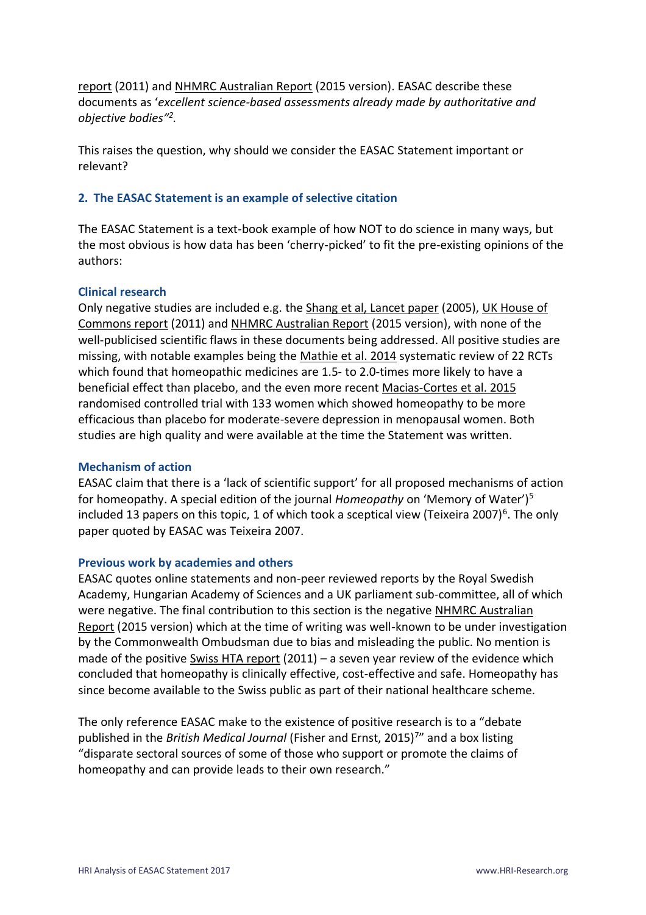report (2011) and NHMRC Australian Report (2015 version). EASAC describe these documents as '*excellent science-based assessments already made by authoritative and objective bodies"*[2].

This raises the question, why should we consider the EASAC Statement important or relevant?

## 2. The EASAC Statement is an example of selective citation

The EASAC Statement is a text-book example of how NOT to do science in many ways, but the most obvious is how data has been 'cherry-picked' to fit the pre-existing opinions of the authors:

### Clinical research

Only negative studies are included e.g. the Shang et al, Lancet paper (2005), UK House of Commons report (2011) and NHMRC Australian Report (2015 version), with none of the well-publicised scientific flaws in these documents being addressed. All positive studies are missing, with notable examples being the Mathie et al. 2014 systematic review of 22 RCTs which found that homeopathic medicines are 1.5- to 2.0-times more likely to have a beneficial effect than placebo, and the even more recent Macias-Cortes et al. 2015 randomised controlled trial with 133 women which showed homeopathy to be more efficacious than placebo for moderate-severe depression in menopausal women. Both studies are high quality and were available at the time the Statement was written.

### Mechanism of action

EASAC claim that there is a 'lack of scientific support' for all proposed mechanisms of action for homeopathy. A special edition of the journal *Homeopathy* on 'Memory of Water')[5] included 13 papers on this topic, 1 of which took a sceptical view (Teixeira 2007)[6]. The only paper quoted by EASAC was Teixeira 2007.

### Previous work by academies and others

EASAC quotes online statements and non-peer reviewed reports by the Royal Swedish Academy, Hungarian Academy of Sciences and a UK parliament sub-committee, all of which were negative. The final contribution to this section is the negative NHMRC Australian Report (2015 version) which at the time of writing was well-known to be under investigation by the Commonwealth Ombudsman due to bias and misleading the public. No mention is made of the positive Swiss HTA report (2011) – a seven year review of the evidence which concluded that homeopathy is clinically effective, cost-effective and safe. Homeopathy has since become available to the Swiss public as part of their national healthcare scheme.

The only reference EASAC make to the existence of positive research is to a "debate published in the *British Medical Journal* (Fisher and Ernst, 2015)[7]" and a box listing "disparate sectoral sources of some of those who support or promote the claims of homeopathy and can provide leads to their own research."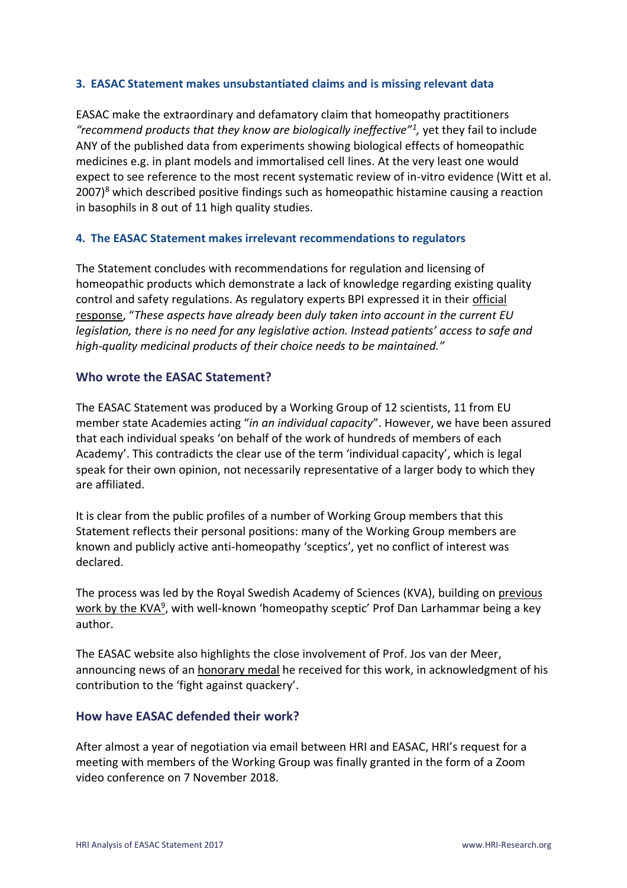### 3. EASAC Statement makes unsubstantiated claims and is missing relevant data

EASAC make the extraordinary and defamatory claim that homeopathy practitioners *"recommend products that they know are biologically ineffective"*[1], yet they fail to include ANY of the published data from experiments showing biological effects of homeopathic medicines e.g. in plant models and immortalised cell lines. At the very least one would expect to see reference to the most recent systematic review of in-vitro evidence (Witt et al. 2007)[8] which described positive findings such as homeopathic histamine causing a reaction in basophils in 8 out of 11 high quality studies.

### 4. The EASAC Statement makes irrelevant recommendations to regulators

The Statement concludes with recommendations for regulation and licensing of homeopathic products which demonstrate a lack of knowledge regarding existing quality control and safety regulations. As regulatory experts BPI expressed it in their official response, "*These aspects have already been duly taken into account in the current EU legislation, there is no need for any legislative action. Instead patients' access to safe and high-quality medicinal products of their choice needs to be maintained."*

## Who wrote the EASAC Statement?

The EASAC Statement was produced by a Working Group of 12 scientists, 11 from EU member state Academies acting "*in an individual capacity*". However, we have been assured that each individual speaks 'on behalf of the work of hundreds of members of each Academy'. This contradicts the clear use of the term 'individual capacity', which is legal speak for their own opinion, not necessarily representative of a larger body to which they are affiliated.

It is clear from the public profiles of a number of Working Group members that this Statement reflects their personal positions: many of the Working Group members are known and publicly active anti-homeopathy 'sceptics', yet no conflict of interest was declared.

The process was led by the Royal Swedish Academy of Sciences (KVA), building on previous work by the KVA[9], with well-known 'homeopathy sceptic' Prof Dan Larhammar being a key author.

The EASAC website also highlights the close involvement of Prof. Jos van der Meer, announcing news of an honorary medal he received for this work, in acknowledgment of his contribution to the 'fight against quackery'.

## How have EASAC defended their work?

After almost a year of negotiation via email between HRI and EASAC, HRI's request for a meeting with members of the Working Group was finally granted in the form of a Zoom video conference on 7 November 2018.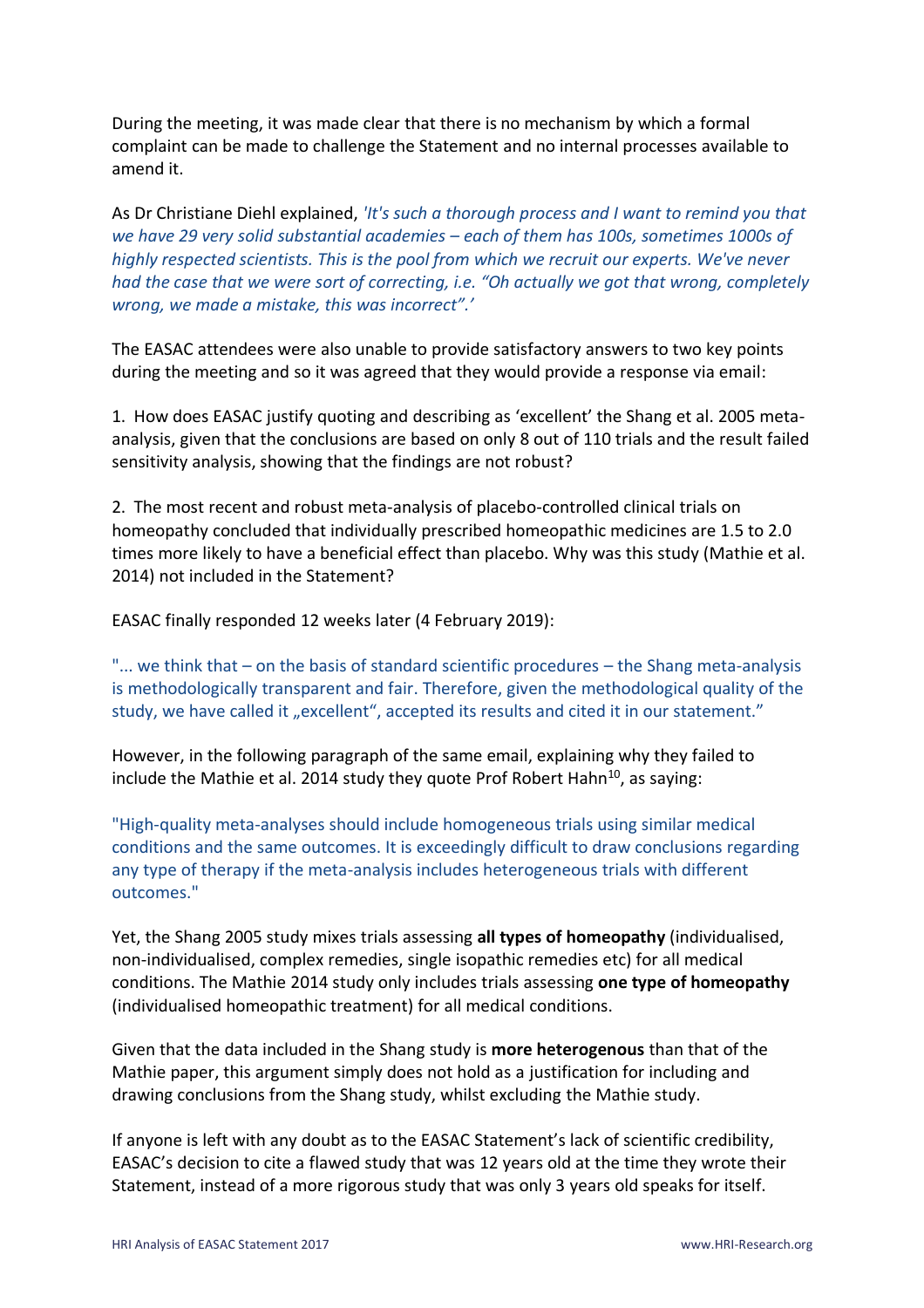During the meeting, it was made clear that there is no mechanism by which a formal complaint can be made to challenge the Statement and no internal processes available to amend it.

As Dr Christiane Diehl explained, *'It's such a thorough process and I want to remind you that we have 29 very solid substantial academies – each of them has 100s, sometimes 1000s of highly respected scientists. This is the pool from which we recruit our experts. We've never had the case that we were sort of correcting, i.e. "Oh actually we got that wrong, completely wrong, we made a mistake, this was incorrect".'*

The EASAC attendees were also unable to provide satisfactory answers to two key points during the meeting and so it was agreed that they would provide a response via email:

1. How does EASAC justify quoting and describing as 'excellent' the Shang et al. 2005 meta-analysis, given that the conclusions are based on only 8 out of 110 trials and the result failed sensitivity analysis, showing that the findings are not robust?

2. The most recent and robust meta-analysis of placebo-controlled clinical trials on homeopathy concluded that individually prescribed homeopathic medicines are 1.5 to 2.0 times more likely to have a beneficial effect than placebo. Why was this study (Mathie et al. 2014) not included in the Statement?

EASAC finally responded 12 weeks later (4 February 2019):

"... we think that – on the basis of standard scientific procedures – the Shang meta-analysis is methodologically transparent and fair. Therefore, given the methodological quality of the study, we have called it „excellent", accepted its results and cited it in our statement."

However, in the following paragraph of the same email, explaining why they failed to include the Mathie et al. 2014 study they quote Prof Robert Hahn[10], as saying:

"High-quality meta-analyses should include homogeneous trials using similar medical conditions and the same outcomes. It is exceedingly difficult to draw conclusions regarding any type of therapy if the meta-analysis includes heterogeneous trials with different outcomes."

Yet, the Shang 2005 study mixes trials assessing **all types of homeopathy** (individualised, non-individualised, complex remedies, single isopathic remedies etc) for all medical conditions. The Mathie 2014 study only includes trials assessing **one type of homeopathy** (individualised homeopathic treatment) for all medical conditions.

Given that the data included in the Shang study is **more heterogenous** than that of the Mathie paper, this argument simply does not hold as a justification for including and drawing conclusions from the Shang study, whilst excluding the Mathie study.

If anyone is left with any doubt as to the EASAC Statement's lack of scientific credibility, EASAC's decision to cite a flawed study that was 12 years old at the time they wrote their Statement, instead of a more rigorous study that was only 3 years old speaks for itself.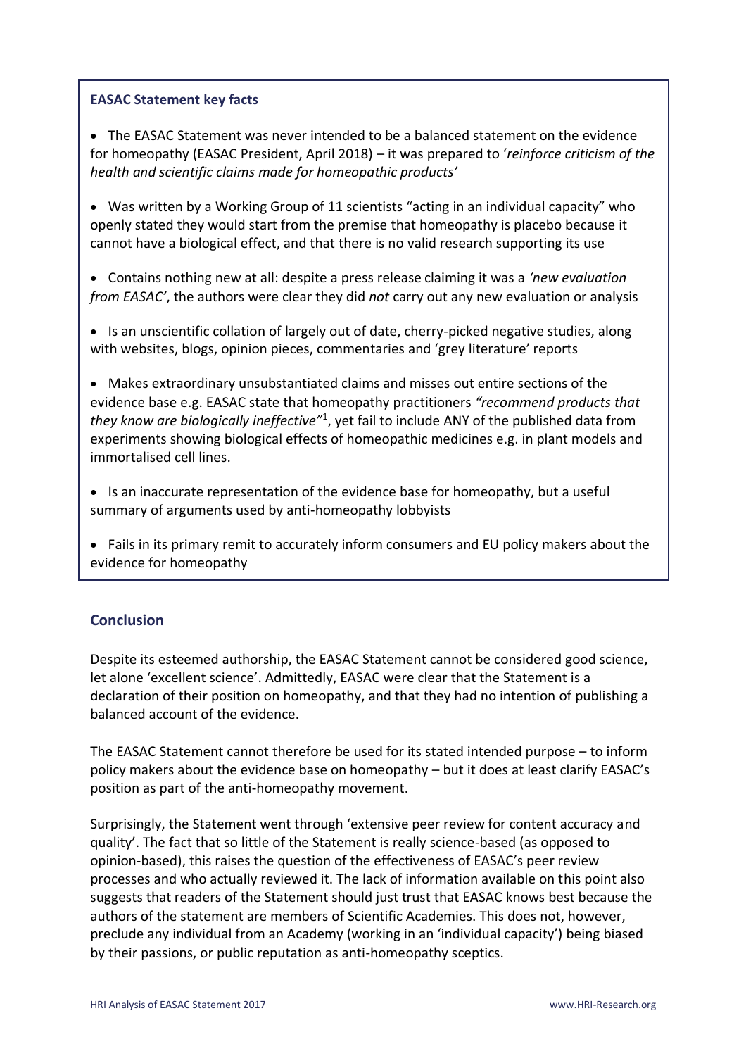**EASAC Statement key facts**

- The EASAC Statement was never intended to be a balanced statement on the evidence for homeopathy (EASAC President, April 2018) – it was prepared to '*reinforce criticism of the health and scientific claims made for homeopathic products'*
- Was written by a Working Group of 11 scientists "acting in an individual capacity" who openly stated they would start from the premise that homeopathy is placebo because it cannot have a biological effect, and that there is no valid research supporting its use
- Contains nothing new at all: despite a press release claiming it was a *'new evaluation from EASAC'*, the authors were clear they did *not* carry out any new evaluation or analysis
- Is an unscientific collation of largely out of date, cherry-picked negative studies, along with websites, blogs, opinion pieces, commentaries and 'grey literature' reports
- Makes extraordinary unsubstantiated claims and misses out entire sections of the evidence base e.g. EASAC state that homeopathy practitioners *"recommend products that they know are biologically ineffective"*[1], yet fail to include ANY of the published data from experiments showing biological effects of homeopathic medicines e.g. in plant models and immortalised cell lines.
- Is an inaccurate representation of the evidence base for homeopathy, but a useful summary of arguments used by anti-homeopathy lobbyists
- Fails in its primary remit to accurately inform consumers and EU policy makers about the evidence for homeopathy

## Conclusion

Despite its esteemed authorship, the EASAC Statement cannot be considered good science, let alone 'excellent science'. Admittedly, EASAC were clear that the Statement is a declaration of their position on homeopathy, and that they had no intention of publishing a balanced account of the evidence.

The EASAC Statement cannot therefore be used for its stated intended purpose – to inform policy makers about the evidence base on homeopathy – but it does at least clarify EASAC's position as part of the anti-homeopathy movement.

Surprisingly, the Statement went through 'extensive peer review for content accuracy and quality'. The fact that so little of the Statement is really science-based (as opposed to opinion-based), this raises the question of the effectiveness of EASAC's peer review processes and who actually reviewed it. The lack of information available on this point also suggests that readers of the Statement should just trust that EASAC knows best because the authors of the statement are members of Scientific Academies. This does not, however, preclude any individual from an Academy (working in an 'individual capacity') being biased by their passions, or public reputation as anti-homeopathy sceptics.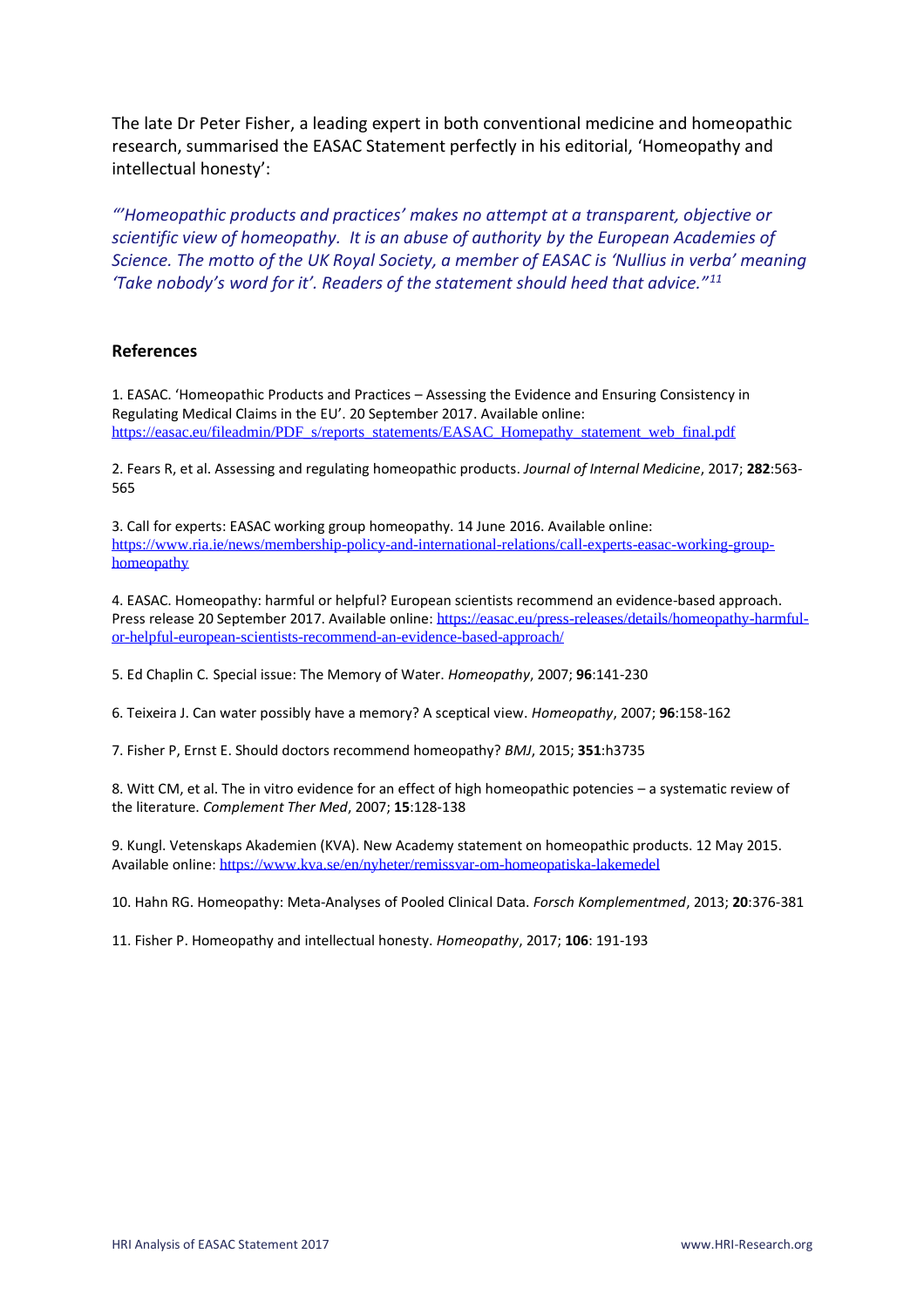The late Dr Peter Fisher, a leading expert in both conventional medicine and homeopathic research, summarised the EASAC Statement perfectly in his editorial, 'Homeopathy and intellectual honesty':

*"'Homeopathic products and practices' makes no attempt at a transparent, objective or scientific view of homeopathy. It is an abuse of authority by the European Academies of Science. The motto of the UK Royal Society, a member of EASAC is 'Nullius in verba' meaning 'Take nobody's word for it'. Readers of the statement should heed that advice."*[11]

### References

1. EASAC. 'Homeopathic Products and Practices – Assessing the Evidence and Ensuring Consistency in Regulating Medical Claims in the EU'. 20 September 2017. Available online: https://easac.eu/fileadmin/PDF_s/reports_statements/EASAC_Homepathy_statement_web_final.pdf

2. Fears R, et al. Assessing and regulating homeopathic products. *Journal of Internal Medicine*, 2017; **282**:563-565

3. Call for experts: EASAC working group homeopathy. 14 June 2016. Available online: https://www.ria.ie/news/membership-policy-and-international-relations/call-experts-easac-working-group-homeopathy

4. EASAC. Homeopathy: harmful or helpful? European scientists recommend an evidence-based approach. Press release 20 September 2017. Available online: https://easac.eu/press-releases/details/homeopathy-harmful-or-helpful-european-scientists-recommend-an-evidence-based-approach/

5. Ed Chaplin C. Special issue: The Memory of Water. *Homeopathy*, 2007; **96**:141-230

6. Teixeira J. Can water possibly have a memory? A sceptical view. *Homeopathy*, 2007; **96**:158-162

7. Fisher P, Ernst E. Should doctors recommend homeopathy? *BMJ*, 2015; **351**:h3735

8. Witt CM, et al. The in vitro evidence for an effect of high homeopathic potencies – a systematic review of the literature. *Complement Ther Med*, 2007; **15**:128-138

9. Kungl. Vetenskaps Akademien (KVA). New Academy statement on homeopathic products. 12 May 2015. Available online: https://www.kva.se/en/nyheter/remissvar-om-homeopatiska-lakemedel

10. Hahn RG. Homeopathy: Meta-Analyses of Pooled Clinical Data. *Forsch Komplementmed*, 2013; **20**:376-381

11. Fisher P. Homeopathy and intellectual honesty. *Homeopathy*, 2017; **106**: 191-193